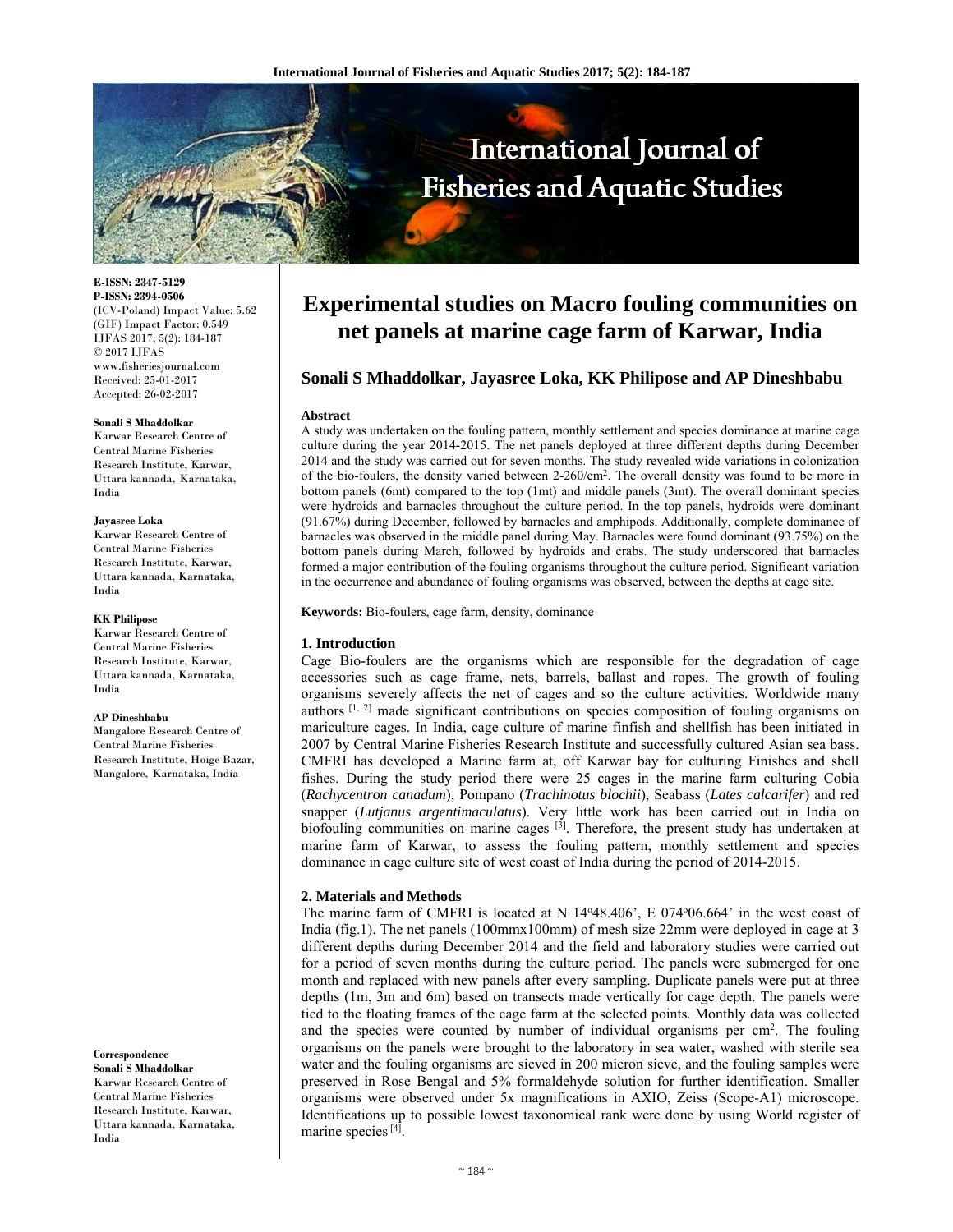# Experimental studies on Macro fouling communities on net panels at marine cage farm of Karwar, India

**Sonali S Mhaddolkar, Jayasree Loka, KK Philipose and AP Dineshbabu**

**E-ISSN: 2347-5129**
**P-ISSN: 2394-0506**
(ICV-Poland) Impact Value: 5.62
(GIF) Impact Factor: 0.549
IJFAS 2017; 5(2): 184-187
© 2017 IJFAS
www.fisheriesjournal.com
Received: 25-01-2017
Accepted: 26-02-2017

**Sonali S Mhaddolkar**
Karwar Research Centre of Central Marine Fisheries Research Institute, Karwar, Uttara kannada, Karnataka, India

**Jayasree Loka**
Karwar Research Centre of Central Marine Fisheries Research Institute, Karwar, Uttara kannada, Karnataka, India

**KK Philipose**
Karwar Research Centre of Central Marine Fisheries Research Institute, Karwar, Uttara kannada, Karnataka, India

**AP Dineshbabu**
Mangalore Research Centre of Central Marine Fisheries Research Institute, Hoige Bazar, Mangalore, Karnataka, India

**Correspondence**
**Sonali S Mhaddolkar**
Karwar Research Centre of Central Marine Fisheries Research Institute, Karwar, Uttara kannada, Karnataka, India

## Abstract

A study was undertaken on the fouling pattern, monthly settlement and species dominance at marine cage culture during the year 2014-2015. The net panels deployed at three different depths during December 2014 and the study was carried out for seven months. The study revealed wide variations in colonization of the bio-foulers, the density varied between 2-260/cm$^2$. The overall density was found to be more in bottom panels (6mt) compared to the top (1mt) and middle panels (3mt). The overall dominant species were hydroids and barnacles throughout the culture period. In the top panels, hydroids were dominant (91.67%) during December, followed by barnacles and amphipods. Additionally, complete dominance of barnacles was observed in the middle panel during May. Barnacles were found dominant (93.75%) on the bottom panels during March, followed by hydroids and crabs. The study underscored that barnacles formed a major contribution of the fouling organisms throughout the culture period. Significant variation in the occurrence and abundance of fouling organisms was observed, between the depths at cage site.

**Keywords:** Bio-foulers, cage farm, density, dominance

## 1. Introduction

Cage Bio-foulers are the organisms which are responsible for the degradation of cage accessories such as cage frame, nets, barrels, ballast and ropes. The growth of fouling organisms severely affects the net of cages and so the culture activities. Worldwide many authors [1, 2] made significant contributions on species composition of fouling organisms on mariculture cages. In India, cage culture of marine finfish and shellfish has been initiated in 2007 by Central Marine Fisheries Research Institute and successfully cultured Asian sea bass. CMFRI has developed a Marine farm at, off Karwar bay for culturing Finishes and shell fishes. During the study period there were 25 cages in the marine farm culturing Cobia (*Rachycentron canadum*), Pompano (*Trachinotus blochii*), Seabass (*Lates calcarifer*) and red snapper (*Lutjanus argentimaculatus*). Very little work has been carried out in India on biofouling communities on marine cages [3]. Therefore, the present study has undertaken at marine farm of Karwar, to assess the fouling pattern, monthly settlement and species dominance in cage culture site of west coast of India during the period of 2014-2015.

## 2. Materials and Methods

The marine farm of CMFRI is located at N 14°48.406', E 074°06.664' in the west coast of India (fig.1). The net panels (100mmx100mm) of mesh size 22mm were deployed in cage at 3 different depths during December 2014 and the field and laboratory studies were carried out for a period of seven months during the culture period. The panels were submerged for one month and replaced with new panels after every sampling. Duplicate panels were put at three depths (1m, 3m and 6m) based on transects made vertically for cage depth. The panels were tied to the floating frames of the cage farm at the selected points. Monthly data was collected and the species were counted by number of individual organisms per cm$^2$. The fouling organisms on the panels were brought to the laboratory in sea water, washed with sterile sea water and the fouling organisms are sieved in 200 micron sieve, and the fouling samples were preserved in Rose Bengal and 5% formaldehyde solution for further identification. Smaller organisms were observed under 5x magnifications in AXIO, Zeiss (Scope-A1) microscope. Identifications up to possible lowest taxonomical rank were done by using World register of marine species [4].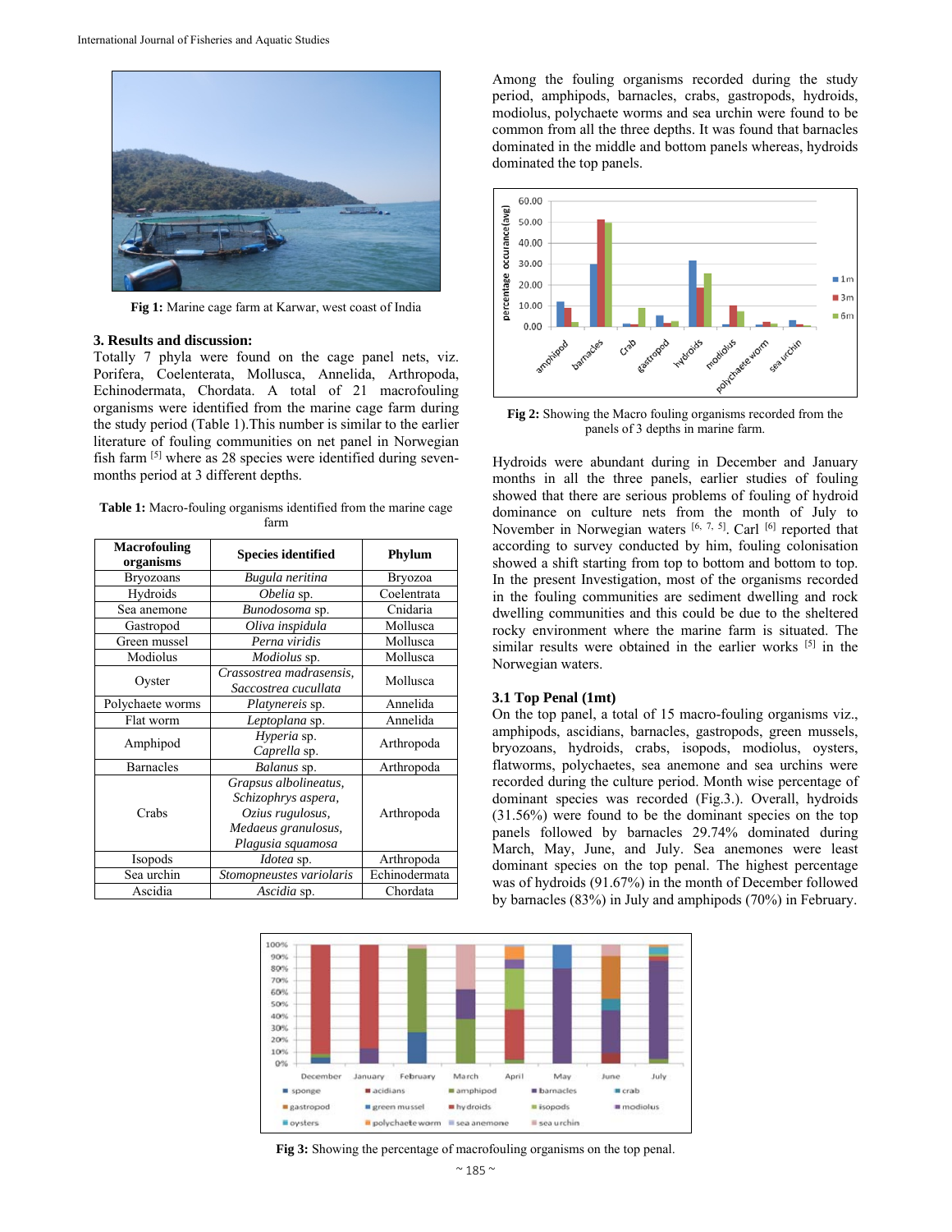Fig 1: Marine cage farm at Karwar, west coast of India

## 3. Results and discussion:

Totally 7 phyla were found on the cage panel nets, viz. Porifera, Coelenterata, Mollusca, Annelida, Arthropoda, Echinodermata, Chordata. A total of 21 macrofouling organisms were identified from the marine cage farm during the study period (Table 1).This number is similar to the earlier literature of fouling communities on net panel in Norwegian fish farm [5] where as 28 species were identified during seven-months period at 3 different depths.

**Table 1:** Macro-fouling organisms identified from the marine cage farm

| Macrofouling organisms | Species identified | Phylum |
|---|---|---|
| Bryozoans | *Bugula neritina* | Bryozoa |
| Hydroids | *Obelia* sp. | Coelentrata |
| Sea anemone | *Bunodosoma* sp. | Cnidaria |
| Gastropod | *Oliva inspidula* | Mollusca |
| Green mussel | *Perna viridis* | Mollusca |
| Modiolus | *Modiolus* sp. | Mollusca |
| Oyster | *Crassostrea madrasensis, Saccostrea cucullata* | Mollusca |
| Polychaete worms | *Platynereis* sp. | Annelida |
| Flat worm | *Leptoplana* sp. | Annelida |
| Amphipod | *Hyperia* sp. *Caprella* sp. | Arthropoda |
| Barnacles | *Balanus* sp. | Arthropoda |
| Crabs | *Grapsus albolineatus, Schizophrys aspera, Ozius rugulosus, Medaeus granulosus, Plagusia squamosa* | Arthropoda |
| Isopods | *Idotea* sp. | Arthropoda |
| Sea urchin | *Stomopneustes variolaris* | Echinodermata |
| Ascidia | *Ascidia* sp. | Chordata |

Among the fouling organisms recorded during the study period, amphipods, barnacles, crabs, gastropods, hydroids, modiolus, polychaete worms and sea urchin were found to be common from all the three depths. It was found that barnacles dominated in the middle and bottom panels whereas, hydroids dominated the top panels.

Fig 2: Showing the Macro fouling organisms recorded from the panels of 3 depths in marine farm.

Hydroids were abundant during in December and January months in all the three panels, earlier studies of fouling showed that there are serious problems of fouling of hydroid dominance on culture nets from the month of July to November in Norwegian waters [6, 7, 5]. Carl [6] reported that according to survey conducted by him, fouling colonisation showed a shift starting from top to bottom and bottom to top. In the present Investigation, most of the organisms recorded in the fouling communities are sediment dwelling and rock dwelling communities and this could be due to the sheltered rocky environment where the marine farm is situated. The similar results were obtained in the earlier works [5] in the Norwegian waters.

### 3.1 Top Penal (1mt)

On the top panel, a total of 15 macro-fouling organisms viz., amphipods, ascidians, barnacles, gastropods, green mussels, bryozoans, hydroids, crabs, isopods, modiolus, oysters, flatworms, polychaetes, sea anemone and sea urchins were recorded during the culture period. Month wise percentage of dominant species was recorded (Fig.3.). Overall, hydroids (31.56%) were found to be the dominant species on the top panels followed by barnacles 29.74% dominated during March, May, June, and July. Sea anemones were least dominant species on the top penal. The highest percentage was of hydroids (91.67%) in the month of December followed by barnacles (83%) in July and amphipods (70%) in February.

Fig 3: Showing the percentage of macrofouling organisms on the top penal.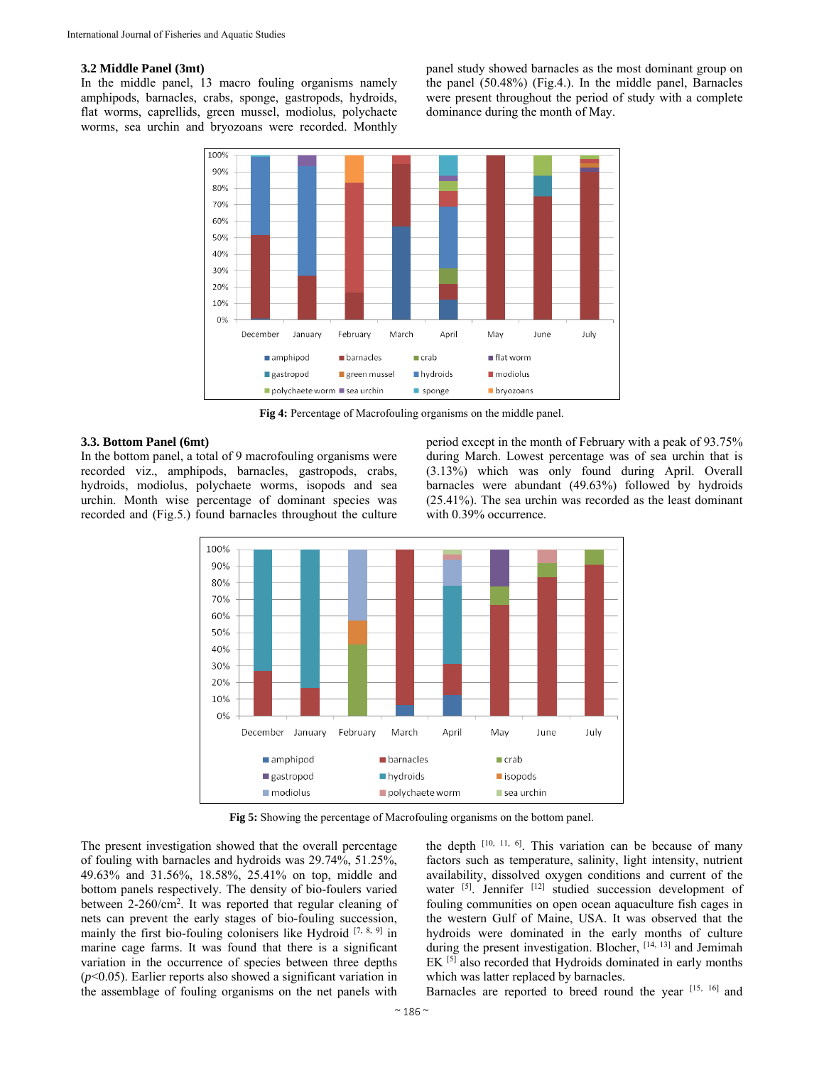### 3.2 Middle Panel (3mt)

In the middle panel, 13 macro fouling organisms namely amphipods, barnacles, crabs, sponge, gastropods, hydroids, flat worms, caprellids, green mussel, modiolus, polychaete worms, sea urchin and bryozoans were recorded. Monthly panel study showed barnacles as the most dominant group on the panel (50.48%) (Fig.4.). In the middle panel, Barnacles were present throughout the period of study with a complete dominance during the month of May.

**Fig 4:** Percentage of Macrofouling organisms on the middle panel.

### 3.3. Bottom Panel (6mt)

In the bottom panel, a total of 9 macrofouling organisms were recorded viz., amphipods, barnacles, gastropods, crabs, hydroids, modiolus, polychaete worms, isopods and sea urchin. Month wise percentage of dominant species was recorded and (Fig.5.) found barnacles throughout the culture period except in the month of February with a peak of 93.75% during March. Lowest percentage was of sea urchin that is (3.13%) which was only found during April. Overall barnacles were abundant (49.63%) followed by hydroids (25.41%). The sea urchin was recorded as the least dominant with 0.39% occurrence.

**Fig 5:** Showing the percentage of Macrofouling organisms on the bottom panel.

The present investigation showed that the overall percentage of fouling with barnacles and hydroids was 29.74%, 51.25%, 49.63% and 31.56%, 18.58%, 25.41% on top, middle and bottom panels respectively. The density of bio-foulers varied between 2-260/cm$^2$. It was reported that regular cleaning of nets can prevent the early stages of bio-fouling succession, mainly the first bio-fouling colonisers like Hydroid [7, 8, 9] in marine cage farms. It was found that there is a significant variation in the occurrence of species between three depths ($p<0.05$). Earlier reports also showed a significant variation in the assemblage of fouling organisms on the net panels with the depth [10, 11, 6]. This variation can be because of many factors such as temperature, salinity, light intensity, nutrient availability, dissolved oxygen conditions and current of the water [5]. Jennifer [12] studied succession development of fouling communities on open ocean aquaculture fish cages in the western Gulf of Maine, USA. It was observed that the hydroids were dominated in the early months of culture during the present investigation. Blocher, [14, 13] and Jemimah EK [5] also recorded that Hydroids dominated in early months which was latter replaced by barnacles.

Barnacles are reported to breed round the year [15, 16] and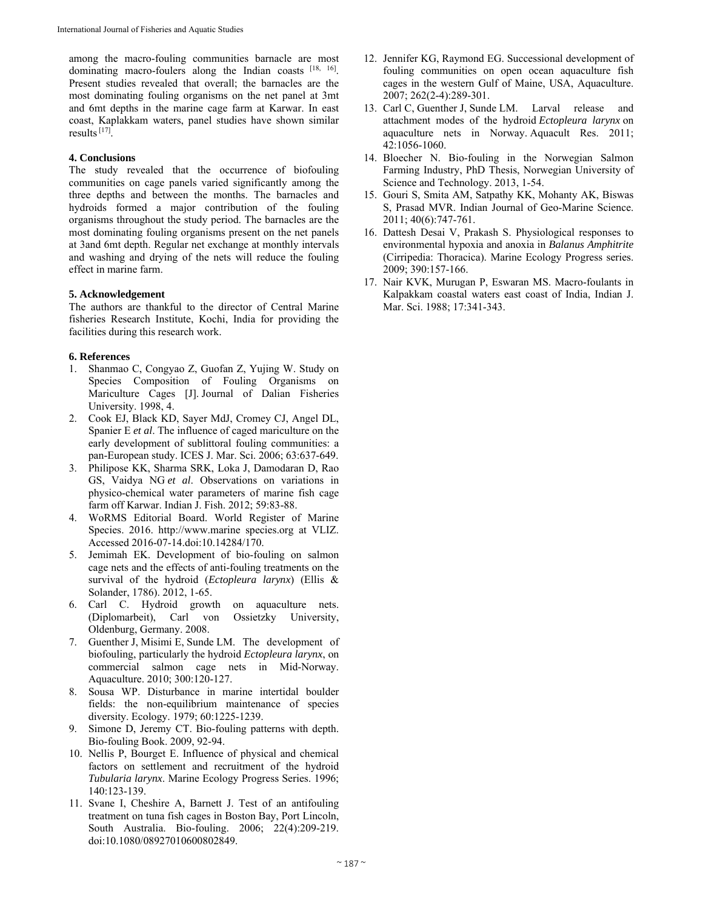among the macro-fouling communities barnacle are most dominating macro-foulers along the Indian coasts [18, 16]. Present studies revealed that overall; the barnacles are the most dominating fouling organisms on the net panel at 3mt and 6mt depths in the marine cage farm at Karwar. In east coast, Kaplakkam waters, panel studies have shown similar results [17].

## 4. Conclusions

The study revealed that the occurrence of biofouling communities on cage panels varied significantly among the three depths and between the months. The barnacles and hydroids formed a major contribution of the fouling organisms throughout the study period. The barnacles are the most dominating fouling organisms present on the net panels at 3and 6mt depth. Regular net exchange at monthly intervals and washing and drying of the nets will reduce the fouling effect in marine farm.

## 5. Acknowledgement

The authors are thankful to the director of Central Marine fisheries Research Institute, Kochi, India for providing the facilities during this research work.

## 6. References

1. Shanmao C, Congyao Z, Guofan Z, Yujing W. Study on Species Composition of Fouling Organisms on Mariculture Cages [J]. Journal of Dalian Fisheries University. 1998, 4.
2. Cook EJ, Black KD, Sayer MdJ, Cromey CJ, Angel DL, Spanier E *et al*. The influence of caged mariculture on the early development of sublittoral fouling communities: a pan-European study. ICES J. Mar. Sci. 2006; 63:637-649.
3. Philipose KK, Sharma SRK, Loka J, Damodaran D, Rao GS, Vaidya NG *et al*. Observations on variations in physico-chemical water parameters of marine fish cage farm off Karwar. Indian J. Fish. 2012; 59:83-88.
4. WoRMS Editorial Board. World Register of Marine Species. 2016. http://www.marine species.org at VLIZ. Accessed 2016-07-14.doi:10.14284/170.
5. Jemimah EK. Development of bio-fouling on salmon cage nets and the effects of anti-fouling treatments on the survival of the hydroid (*Ectopleura larynx*) (Ellis & Solander, 1786). 2012, 1-65.
6. Carl C. Hydroid growth on aquaculture nets. (Diplomarbeit), Carl von Ossietzky University, Oldenburg, Germany. 2008.
7. Guenther J, Misimi E, Sunde LM. The development of biofouling, particularly the hydroid *Ectopleura larynx*, on commercial salmon cage nets in Mid-Norway. Aquaculture. 2010; 300:120-127.
8. Sousa WP. Disturbance in marine intertidal boulder fields: the non-equilibrium maintenance of species diversity. Ecology. 1979; 60:1225-1239.
9. Simone D, Jeremy CT. Bio-fouling patterns with depth. Bio-fouling Book. 2009, 92-94.
10. Nellis P, Bourget E. Influence of physical and chemical factors on settlement and recruitment of the hydroid *Tubularia larynx*. Marine Ecology Progress Series. 1996; 140:123-139.
11. Svane I, Cheshire A, Barnett J. Test of an antifouling treatment on tuna fish cages in Boston Bay, Port Lincoln, South Australia. Bio-fouling. 2006; 22(4):209-219. doi:10.1080/08927010600802849.
12. Jennifer KG, Raymond EG. Successional development of fouling communities on open ocean aquaculture fish cages in the western Gulf of Maine, USA, Aquaculture. 2007; 262(2-4):289-301.
13. Carl C, Guenther J, Sunde LM. Larval release and attachment modes of the hydroid *Ectopleura larynx* on aquaculture nets in Norway. Aquacult Res. 2011; 42:1056-1060.
14. Bloecher N. Bio-fouling in the Norwegian Salmon Farming Industry, PhD Thesis, Norwegian University of Science and Technology. 2013, 1-54.
15. Gouri S, Smita AM, Satpathy KK, Mohanty AK, Biswas S, Prasad MVR. Indian Journal of Geo-Marine Science. 2011; 40(6):747-761.
16. Dattesh Desai V, Prakash S. Physiological responses to environmental hypoxia and anoxia in *Balanus Amphitrite* (Cirripedia: Thoracica). Marine Ecology Progress series. 2009; 390:157-166.
17. Nair KVK, Murugan P, Eswaran MS. Macro-foulants in Kalpakkam coastal waters east coast of India, Indian J. Mar. Sci. 1988; 17:341-343.